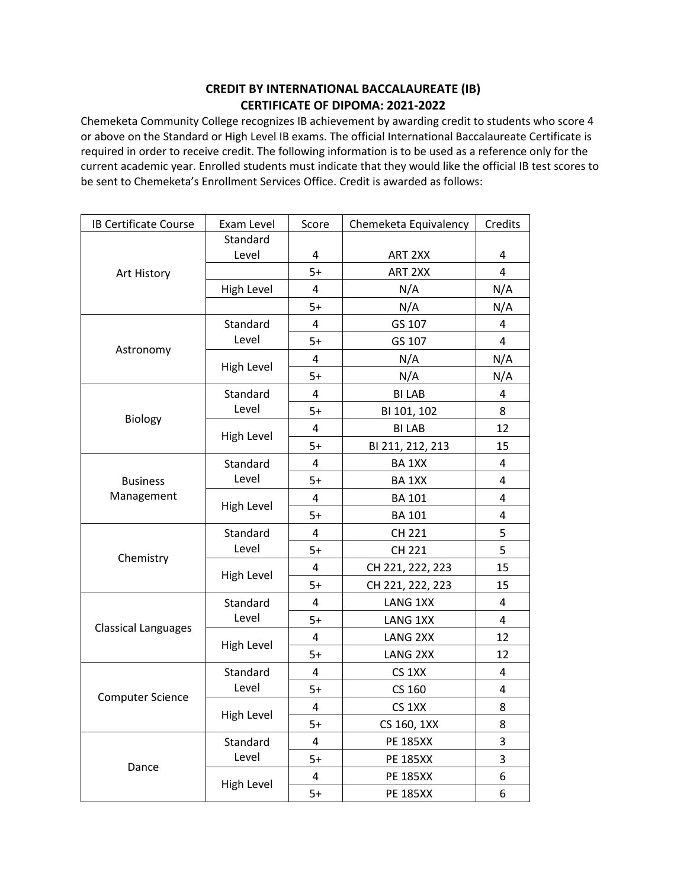# CREDIT BY INTERNATIONAL BACCALAUREATE (IB) CERTIFICATE OF DIPOMA: 2021-2022

Chemeketa Community College recognizes IB achievement by awarding credit to students who score 4 or above on the Standard or High Level IB exams. The official International Baccalaureate Certificate is required in order to receive credit. The following information is to be used as a reference only for the current academic year. Enrolled students must indicate that they would like the official IB test scores to be sent to Chemeketa's Enrollment Services Office. Credit is awarded as follows:

| IB Certificate Course | Exam Level | Score | Chemeketa Equivalency | Credits |
|---|---|---|---|---|
| Art History | Standard Level | 4 | ART 2XX | 4 |
| | | 5+ | ART 2XX | 4 |
| | High Level | 4 | N/A | N/A |
| | | 5+ | N/A | N/A |
| Astronomy | Standard Level | 4 | GS 107 | 4 |
| | | 5+ | GS 107 | 4 |
| | High Level | 4 | N/A | N/A |
| | | 5+ | N/A | N/A |
| Biology | Standard Level | 4 | BI LAB | 4 |
| | | 5+ | BI 101, 102 | 8 |
| | High Level | 4 | BI LAB | 12 |
| | | 5+ | BI 211, 212, 213 | 15 |
| Business Management | Standard Level | 4 | BA 1XX | 4 |
| | | 5+ | BA 1XX | 4 |
| | High Level | 4 | BA 101 | 4 |
| | | 5+ | BA 101 | 4 |
| Chemistry | Standard Level | 4 | CH 221 | 5 |
| | | 5+ | CH 221 | 5 |
| | High Level | 4 | CH 221, 222, 223 | 15 |
| | | 5+ | CH 221, 222, 223 | 15 |
| Classical Languages | Standard Level | 4 | LANG 1XX | 4 |
| | | 5+ | LANG 1XX | 4 |
| | High Level | 4 | LANG 2XX | 12 |
| | | 5+ | LANG 2XX | 12 |
| Computer Science | Standard Level | 4 | CS 1XX | 4 |
| | | 5+ | CS 160 | 4 |
| | High Level | 4 | CS 1XX | 8 |
| | | 5+ | CS 160, 1XX | 8 |
| Dance | Standard Level | 4 | PE 185XX | 3 |
| | | 5+ | PE 185XX | 3 |
| | High Level | 4 | PE 185XX | 6 |
| | | 5+ | PE 185XX | 6 |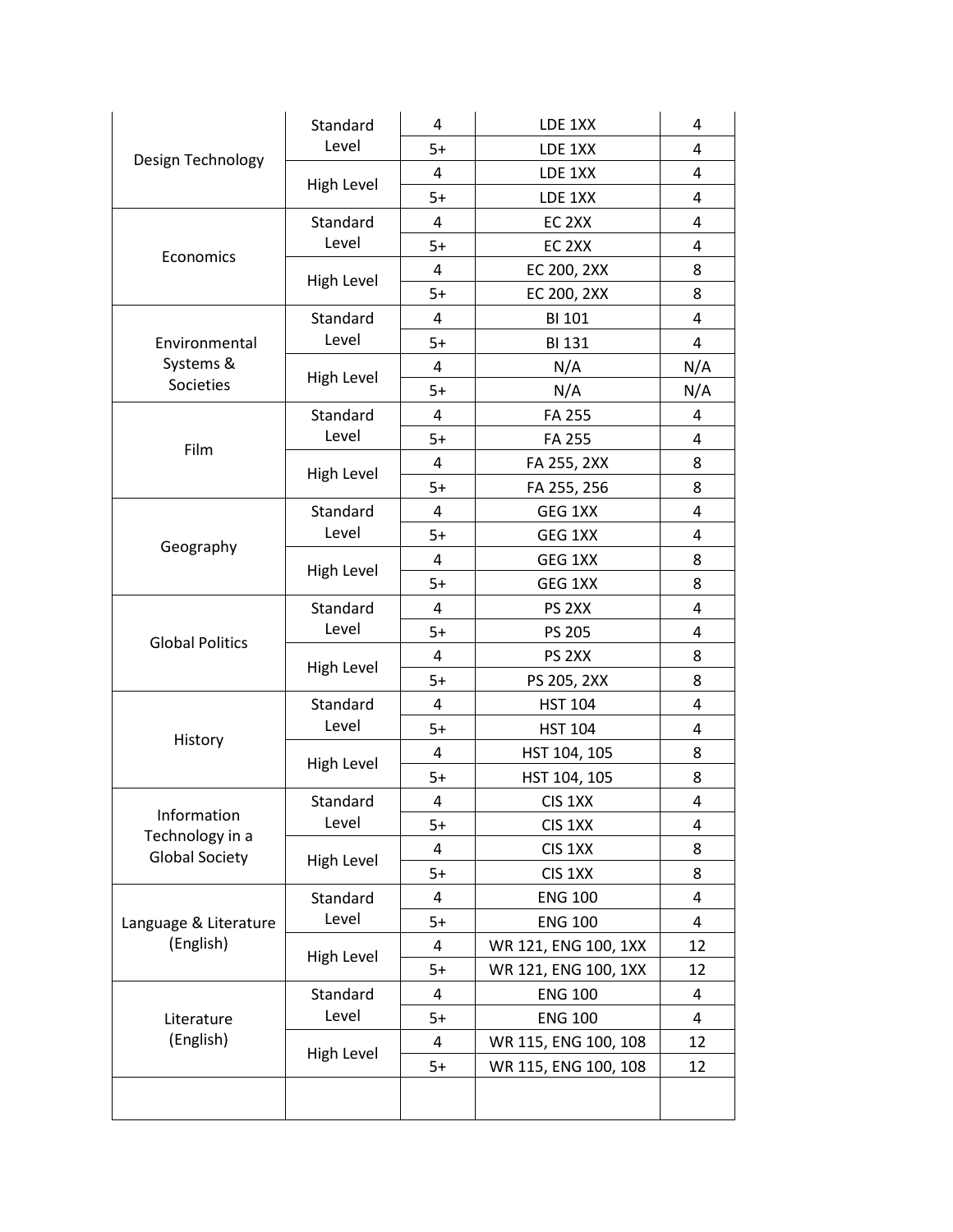| | | | | |
|---|---|---|---|---|
| Design Technology | Standard Level | 4 | LDE 1XX | 4 |
| | | 5+ | LDE 1XX | 4 |
| | High Level | 4 | LDE 1XX | 4 |
| | | 5+ | LDE 1XX | 4 |
| Economics | Standard Level | 4 | EC 2XX | 4 |
| | | 5+ | EC 2XX | 4 |
| | High Level | 4 | EC 200, 2XX | 8 |
| | | 5+ | EC 200, 2XX | 8 |
| Environmental Systems & Societies | Standard Level | 4 | BI 101 | 4 |
| | | 5+ | BI 131 | 4 |
| | High Level | 4 | N/A | N/A |
| | | 5+ | N/A | N/A |
| Film | Standard Level | 4 | FA 255 | 4 |
| | | 5+ | FA 255 | 4 |
| | High Level | 4 | FA 255, 2XX | 8 |
| | | 5+ | FA 255, 256 | 8 |
| Geography | Standard Level | 4 | GEG 1XX | 4 |
| | | 5+ | GEG 1XX | 4 |
| | High Level | 4 | GEG 1XX | 8 |
| | | 5+ | GEG 1XX | 8 |
| Global Politics | Standard Level | 4 | PS 2XX | 4 |
| | | 5+ | PS 205 | 4 |
| | High Level | 4 | PS 2XX | 8 |
| | | 5+ | PS 205, 2XX | 8 |
| History | Standard Level | 4 | HST 104 | 4 |
| | | 5+ | HST 104 | 4 |
| | High Level | 4 | HST 104, 105 | 8 |
| | | 5+ | HST 104, 105 | 8 |
| Information Technology in a Global Society | Standard Level | 4 | CIS 1XX | 4 |
| | | 5+ | CIS 1XX | 4 |
| | High Level | 4 | CIS 1XX | 8 |
| | | 5+ | CIS 1XX | 8 |
| Language & Literature (English) | Standard Level | 4 | ENG 100 | 4 |
| | | 5+ | ENG 100 | 4 |
| | High Level | 4 | WR 121, ENG 100, 1XX | 12 |
| | | 5+ | WR 121, ENG 100, 1XX | 12 |
| Literature (English) | Standard Level | 4 | ENG 100 | 4 |
| | | 5+ | ENG 100 | 4 |
| | High Level | 4 | WR 115, ENG 100, 108 | 12 |
| | | 5+ | WR 115, ENG 100, 108 | 12 |
| | | | | |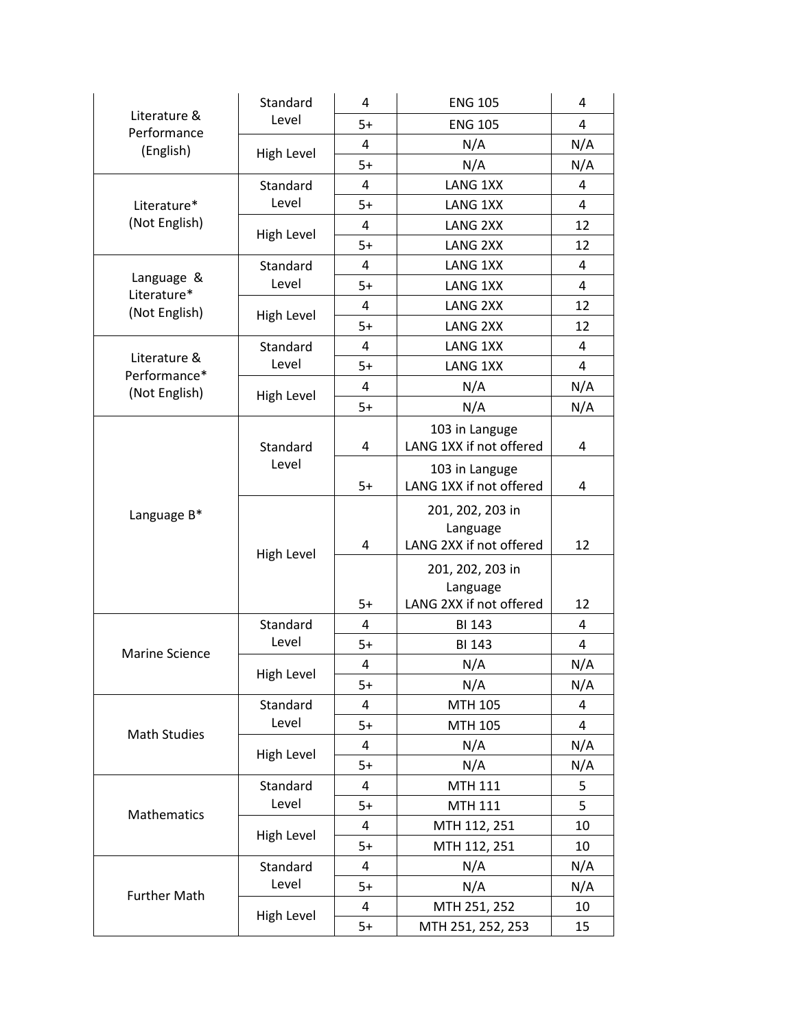| | | | | |
|---|---|---|---|---|
| Literature & Performance (English) | Standard Level | 4 | ENG 105 | 4 |
| | | 5+ | ENG 105 | 4 |
| | High Level | 4 | N/A | N/A |
| | | 5+ | N/A | N/A |
| Literature* (Not English) | Standard Level | 4 | LANG 1XX | 4 |
| | | 5+ | LANG 1XX | 4 |
| | High Level | 4 | LANG 2XX | 12 |
| | | 5+ | LANG 2XX | 12 |
| Language & Literature* (Not English) | Standard Level | 4 | LANG 1XX | 4 |
| | | 5+ | LANG 1XX | 4 |
| | High Level | 4 | LANG 2XX | 12 |
| | | 5+ | LANG 2XX | 12 |
| Literature & Performance* (Not English) | Standard Level | 4 | LANG 1XX | 4 |
| | | 5+ | LANG 1XX | 4 |
| | High Level | 4 | N/A | N/A |
| | | 5+ | N/A | N/A |
| Language B* | Standard Level | 4 | 103 in Languge LANG 1XX if not offered | 4 |
| | | 5+ | 103 in Languge LANG 1XX if not offered | 4 |
| | High Level | 4 | 201, 202, 203 in Language LANG 2XX if not offered | 12 |
| | | 5+ | 201, 202, 203 in Language LANG 2XX if not offered | 12 |
| Marine Science | Standard Level | 4 | BI 143 | 4 |
| | | 5+ | BI 143 | 4 |
| | High Level | 4 | N/A | N/A |
| | | 5+ | N/A | N/A |
| Math Studies | Standard Level | 4 | MTH 105 | 4 |
| | | 5+ | MTH 105 | 4 |
| | High Level | 4 | N/A | N/A |
| | | 5+ | N/A | N/A |
| Mathematics | Standard Level | 4 | MTH 111 | 5 |
| | | 5+ | MTH 111 | 5 |
| | High Level | 4 | MTH 112, 251 | 10 |
| | | 5+ | MTH 112, 251 | 10 |
| Further Math | Standard Level | 4 | N/A | N/A |
| | | 5+ | N/A | N/A |
| | High Level | 4 | MTH 251, 252 | 10 |
| | | 5+ | MTH 251, 252, 253 | 15 |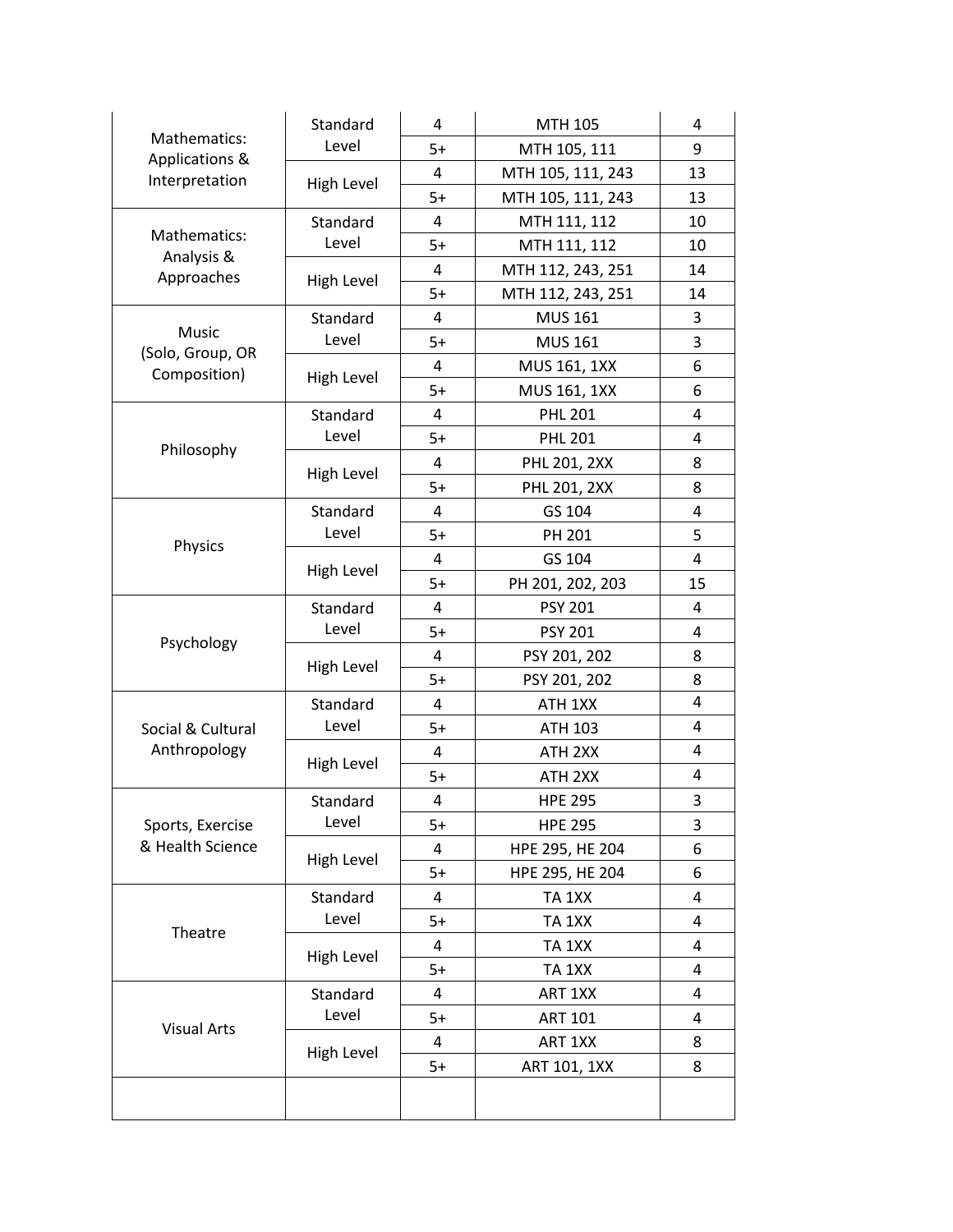| | | | | |
|---|---|---|---|---|
| Mathematics: Applications & Interpretation | Standard Level | 4 | MTH 105 | 4 |
| | | 5+ | MTH 105, 111 | 9 |
| | High Level | 4 | MTH 105, 111, 243 | 13 |
| | | 5+ | MTH 105, 111, 243 | 13 |
| Mathematics: Analysis & Approaches | Standard Level | 4 | MTH 111, 112 | 10 |
| | | 5+ | MTH 111, 112 | 10 |
| | High Level | 4 | MTH 112, 243, 251 | 14 |
| | | 5+ | MTH 112, 243, 251 | 14 |
| Music (Solo, Group, OR Composition) | Standard Level | 4 | MUS 161 | 3 |
| | | 5+ | MUS 161 | 3 |
| | High Level | 4 | MUS 161, 1XX | 6 |
| | | 5+ | MUS 161, 1XX | 6 |
| Philosophy | Standard Level | 4 | PHL 201 | 4 |
| | | 5+ | PHL 201 | 4 |
| | High Level | 4 | PHL 201, 2XX | 8 |
| | | 5+ | PHL 201, 2XX | 8 |
| Physics | Standard Level | 4 | GS 104 | 4 |
| | | 5+ | PH 201 | 5 |
| | High Level | 4 | GS 104 | 4 |
| | | 5+ | PH 201, 202, 203 | 15 |
| Psychology | Standard Level | 4 | PSY 201 | 4 |
| | | 5+ | PSY 201 | 4 |
| | High Level | 4 | PSY 201, 202 | 8 |
| | | 5+ | PSY 201, 202 | 8 |
| Social & Cultural Anthropology | Standard Level | 4 | ATH 1XX | 4 |
| | | 5+ | ATH 103 | 4 |
| | High Level | 4 | ATH 2XX | 4 |
| | | 5+ | ATH 2XX | 4 |
| Sports, Exercise & Health Science | Standard Level | 4 | HPE 295 | 3 |
| | | 5+ | HPE 295 | 3 |
| | High Level | 4 | HPE 295, HE 204 | 6 |
| | | 5+ | HPE 295, HE 204 | 6 |
| Theatre | Standard Level | 4 | TA 1XX | 4 |
| | | 5+ | TA 1XX | 4 |
| | High Level | 4 | TA 1XX | 4 |
| | | 5+ | TA 1XX | 4 |
| Visual Arts | Standard Level | 4 | ART 1XX | 4 |
| | | 5+ | ART 101 | 4 |
| | High Level | 4 | ART 1XX | 8 |
| | | 5+ | ART 101, 1XX | 8 |
| | | | | |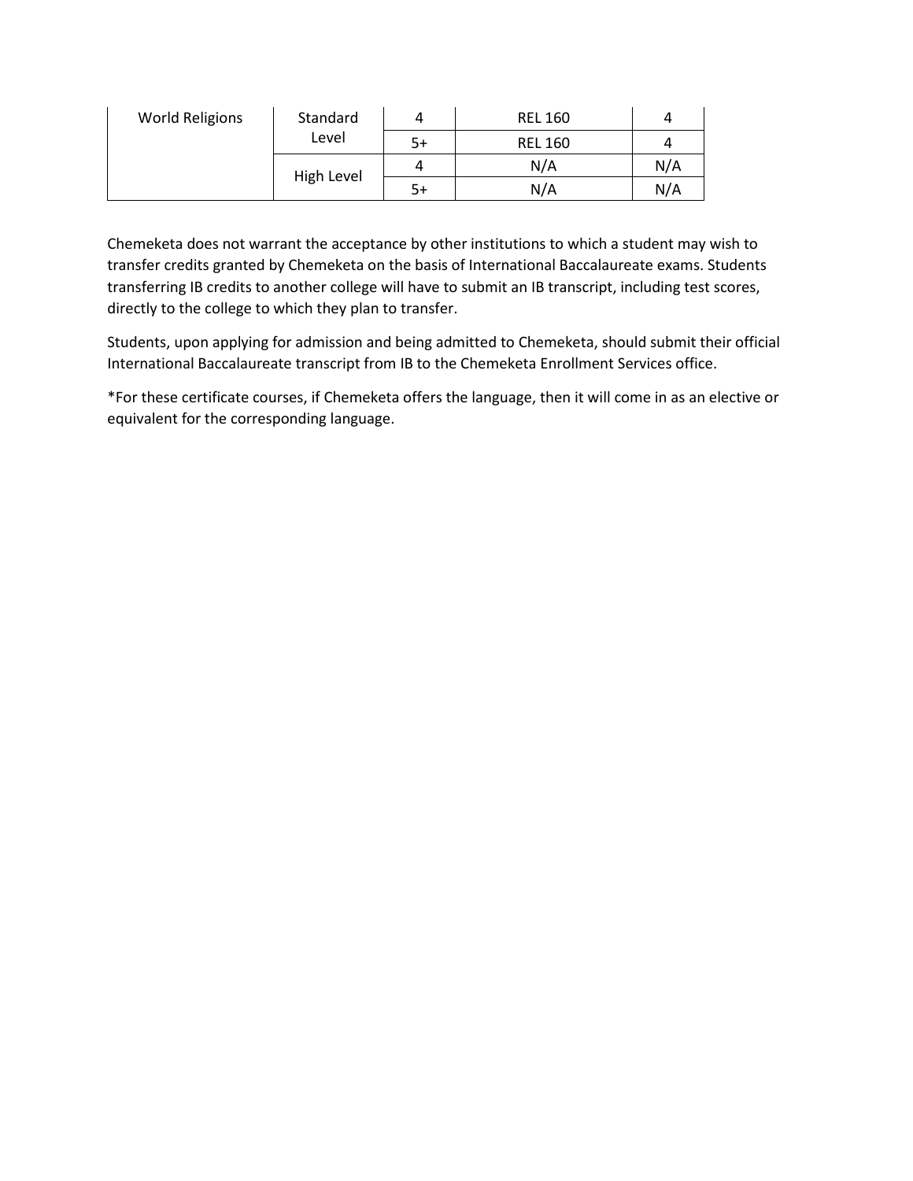| | | | | |
|---|---|---|---|---|
| World Religions | Standard Level | 4 | REL 160 | 4 |
| | | 5+ | REL 160 | 4 |
| | High Level | 4 | N/A | N/A |
| | | 5+ | N/A | N/A |

Chemeketa does not warrant the acceptance by other institutions to which a student may wish to transfer credits granted by Chemeketa on the basis of International Baccalaureate exams. Students transferring IB credits to another college will have to submit an IB transcript, including test scores, directly to the college to which they plan to transfer.

Students, upon applying for admission and being admitted to Chemeketa, should submit their official International Baccalaureate transcript from IB to the Chemeketa Enrollment Services office.

*For these certificate courses, if Chemeketa offers the language, then it will come in as an elective or equivalent for the corresponding language.